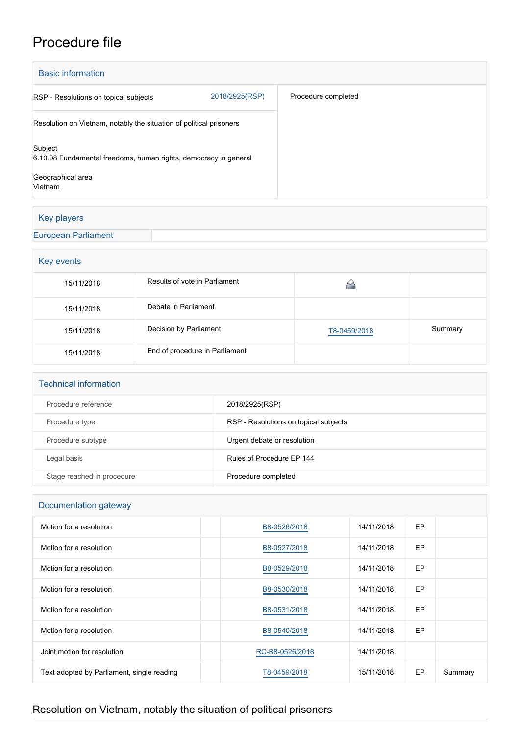# Procedure file

## Basic information

| | | |
|---|---|---|
| RSP - Resolutions on topical subjects | 2018/2925(RSP) | Procedure completed |
| Resolution on Vietnam, notably the situation of political prisoners | | |
| Subject<br>6.10.08 Fundamental freedoms, human rights, democracy in general<br><br>Geographical area<br>Vietnam | | |

## Key players

| | |
|---|---|
| European Parliament | |

## Key events

| | | | |
|---|---|---|---|
| 15/11/2018 | Results of vote in Parliament | | |
| 15/11/2018 | Debate in Parliament | | |
| 15/11/2018 | Decision by Parliament | T8-0459/2018 | Summary |
| 15/11/2018 | End of procedure in Parliament | | |

## Technical information

| | |
|---|---|
| Procedure reference | 2018/2925(RSP) |
| Procedure type | RSP - Resolutions on topical subjects |
| Procedure subtype | Urgent debate or resolution |
| Legal basis | Rules of Procedure EP 144 |
| Stage reached in procedure | Procedure completed |

## Documentation gateway

| | | | | | |
|---|---|---|---|---|---|
| Motion for a resolution | | B8-0526/2018 | 14/11/2018 | EP | |
| Motion for a resolution | | B8-0527/2018 | 14/11/2018 | EP | |
| Motion for a resolution | | B8-0529/2018 | 14/11/2018 | EP | |
| Motion for a resolution | | B8-0530/2018 | 14/11/2018 | EP | |
| Motion for a resolution | | B8-0531/2018 | 14/11/2018 | EP | |
| Motion for a resolution | | B8-0540/2018 | 14/11/2018 | EP | |
| Joint motion for resolution | | RC-B8-0526/2018 | 14/11/2018 | | |
| Text adopted by Parliament, single reading | | T8-0459/2018 | 15/11/2018 | EP | Summary |

## Resolution on Vietnam, notably the situation of political prisoners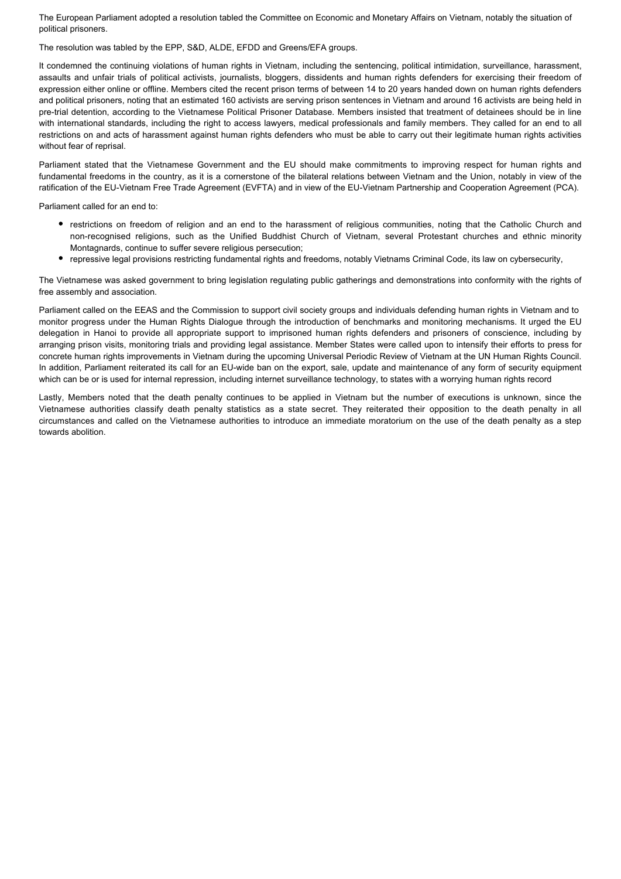The European Parliament adopted a resolution tabled the Committee on Economic and Monetary Affairs on Vietnam, notably the situation of political prisoners.

The resolution was tabled by the EPP, S&D, ALDE, EFDD and Greens/EFA groups.

It condemned the continuing violations of human rights in Vietnam, including the sentencing, political intimidation, surveillance, harassment, assaults and unfair trials of political activists, journalists, bloggers, dissidents and human rights defenders for exercising their freedom of expression either online or offline. Members cited the recent prison terms of between 14 to 20 years handed down on human rights defenders and political prisoners, noting that an estimated 160 activists are serving prison sentences in Vietnam and around 16 activists are being held in pre-trial detention, according to the Vietnamese Political Prisoner Database. Members insisted that treatment of detainees should be in line with international standards, including the right to access lawyers, medical professionals and family members. They called for an end to all restrictions on and acts of harassment against human rights defenders who must be able to carry out their legitimate human rights activities without fear of reprisal.

Parliament stated that the Vietnamese Government and the EU should make commitments to improving respect for human rights and fundamental freedoms in the country, as it is a cornerstone of the bilateral relations between Vietnam and the Union, notably in view of the ratification of the EU-Vietnam Free Trade Agreement (EVFTA) and in view of the EU-Vietnam Partnership and Cooperation Agreement (PCA).

Parliament called for an end to:

- restrictions on freedom of religion and an end to the harassment of religious communities, noting that the Catholic Church and non-recognised religions, such as the Unified Buddhist Church of Vietnam, several Protestant churches and ethnic minority Montagnards, continue to suffer severe religious persecution;
- repressive legal provisions restricting fundamental rights and freedoms, notably Vietnams Criminal Code, its law on cybersecurity,

The Vietnamese was asked government to bring legislation regulating public gatherings and demonstrations into conformity with the rights of free assembly and association.

Parliament called on the EEAS and the Commission to support civil society groups and individuals defending human rights in Vietnam and to monitor progress under the Human Rights Dialogue through the introduction of benchmarks and monitoring mechanisms. It urged the EU delegation in Hanoi to provide all appropriate support to imprisoned human rights defenders and prisoners of conscience, including by arranging prison visits, monitoring trials and providing legal assistance. Member States were called upon to intensify their efforts to press for concrete human rights improvements in Vietnam during the upcoming Universal Periodic Review of Vietnam at the UN Human Rights Council. In addition, Parliament reiterated its call for an EU-wide ban on the export, sale, update and maintenance of any form of security equipment which can be or is used for internal repression, including internet surveillance technology, to states with a worrying human rights record

Lastly, Members noted that the death penalty continues to be applied in Vietnam but the number of executions is unknown, since the Vietnamese authorities classify death penalty statistics as a state secret. They reiterated their opposition to the death penalty in all circumstances and called on the Vietnamese authorities to introduce an immediate moratorium on the use of the death penalty as a step towards abolition.